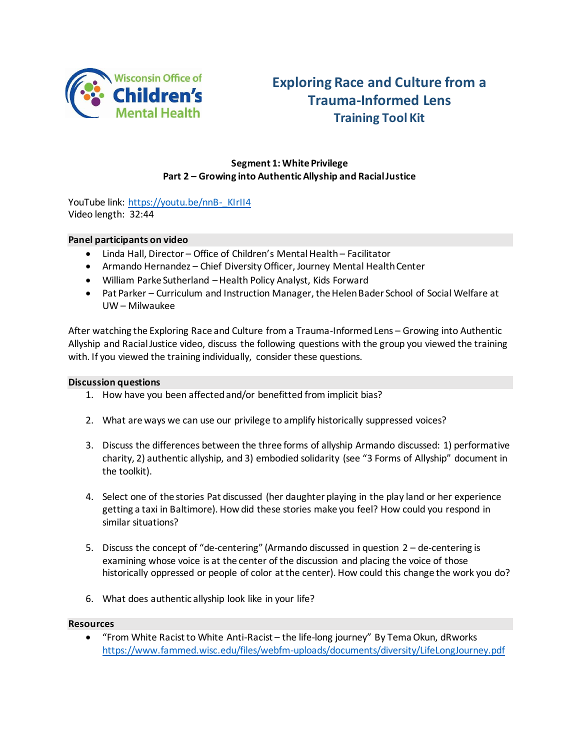Wisconsin Office of Children's Mental Health

# Exploring Race and Culture from a Trauma-Informed Lens
## Training Tool Kit

**Segment 1: White Privilege**
**Part 2 – Growing into Authentic Allyship and Racial Justice**

YouTube link: https://youtu.be/nnB-_KIrII4
Video length: 32:44

**Panel participants on video**

- Linda Hall, Director – Office of Children's Mental Health – Facilitator
- Armando Hernandez – Chief Diversity Officer, Journey Mental Health Center
- William Parke Sutherland – Health Policy Analyst, Kids Forward
- Pat Parker – Curriculum and Instruction Manager, the Helen Bader School of Social Welfare at UW – Milwaukee

After watching the Exploring Race and Culture from a Trauma-Informed Lens – Growing into Authentic Allyship and Racial Justice video, discuss the following questions with the group you viewed the training with. If you viewed the training individually, consider these questions.

**Discussion questions**

1. How have you been affected and/or benefitted from implicit bias?
2. What are ways we can use our privilege to amplify historically suppressed voices?
3. Discuss the differences between the three forms of allyship Armando discussed: 1) performative charity, 2) authentic allyship, and 3) embodied solidarity (see "3 Forms of Allyship" document in the toolkit).
4. Select one of the stories Pat discussed (her daughter playing in the play land or her experience getting a taxi in Baltimore). How did these stories make you feel? How could you respond in similar situations?
5. Discuss the concept of "de-centering" (Armando discussed in question 2 – de-centering is examining whose voice is at the center of the discussion and placing the voice of those historically oppressed or people of color at the center). How could this change the work you do?
6. What does authentic allyship look like in your life?

**Resources**

- "From White Racist to White Anti-Racist – the life-long journey" By Tema Okun, dRworks https://www.fammed.wisc.edu/files/webfm-uploads/documents/diversity/LifeLongJourney.pdf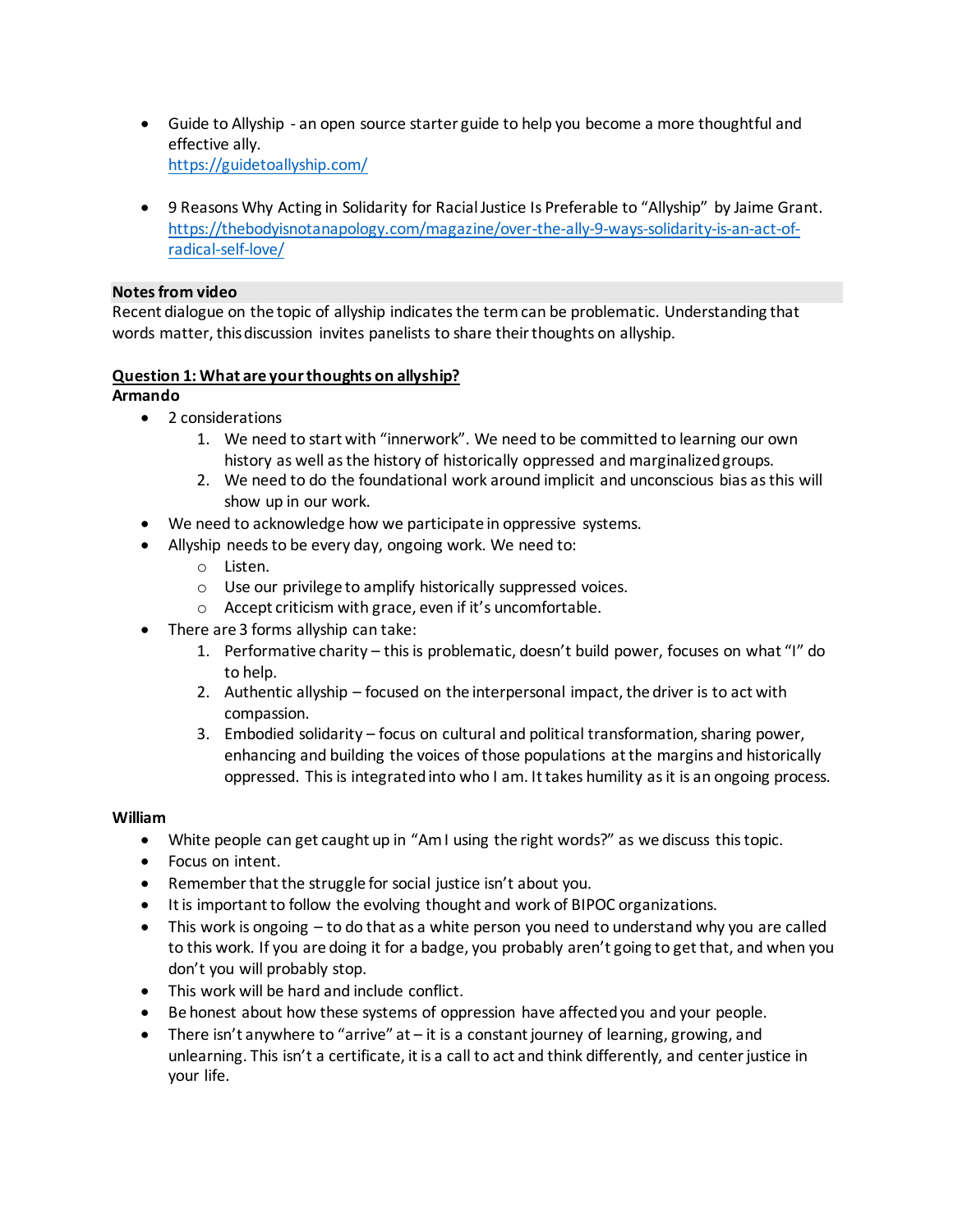- Guide to Allyship - an open source starter guide to help you become a more thoughtful and effective ally.
  https://guidetoallyship.com/

- 9 Reasons Why Acting in Solidarity for Racial Justice Is Preferable to "Allyship" by Jaime Grant.
  https://thebodyisnotanapology.com/magazine/over-the-ally-9-ways-solidarity-is-an-act-of-radical-self-love/

**Notes from video**

Recent dialogue on the topic of allyship indicates the term can be problematic. Understanding that words matter, this discussion invites panelists to share their thoughts on allyship.

**<u>Question 1: What are your thoughts on allyship?</u>**

**Armando**

- 2 considerations
  1. We need to start with "innerwork". We need to be committed to learning our own history as well as the history of historically oppressed and marginalized groups.
  2. We need to do the foundational work around implicit and unconscious bias as this will show up in our work.
- We need to acknowledge how we participate in oppressive systems.
- Allyship needs to be every day, ongoing work. We need to:
  - Listen.
  - Use our privilege to amplify historically suppressed voices.
  - Accept criticism with grace, even if it's uncomfortable.
- There are 3 forms allyship can take:
  1. Performative charity – this is problematic, doesn't build power, focuses on what "I" do to help.
  2. Authentic allyship – focused on the interpersonal impact, the driver is to act with compassion.
  3. Embodied solidarity – focus on cultural and political transformation, sharing power, enhancing and building the voices of those populations at the margins and historically oppressed. This is integrated into who I am. It takes humility as it is an ongoing process.

**William**

- White people can get caught up in "Am I using the right words?" as we discuss this topic.
- Focus on intent.
- Remember that the struggle for social justice isn't about you.
- It is important to follow the evolving thought and work of BIPOC organizations.
- This work is ongoing – to do that as a white person you need to understand why you are called to this work. If you are doing it for a badge, you probably aren't going to get that, and when you don't you will probably stop.
- This work will be hard and include conflict.
- Be honest about how these systems of oppression have affected you and your people.
- There isn't anywhere to "arrive" at – it is a constant journey of learning, growing, and unlearning. This isn't a certificate, it is a call to act and think differently, and center justice in your life.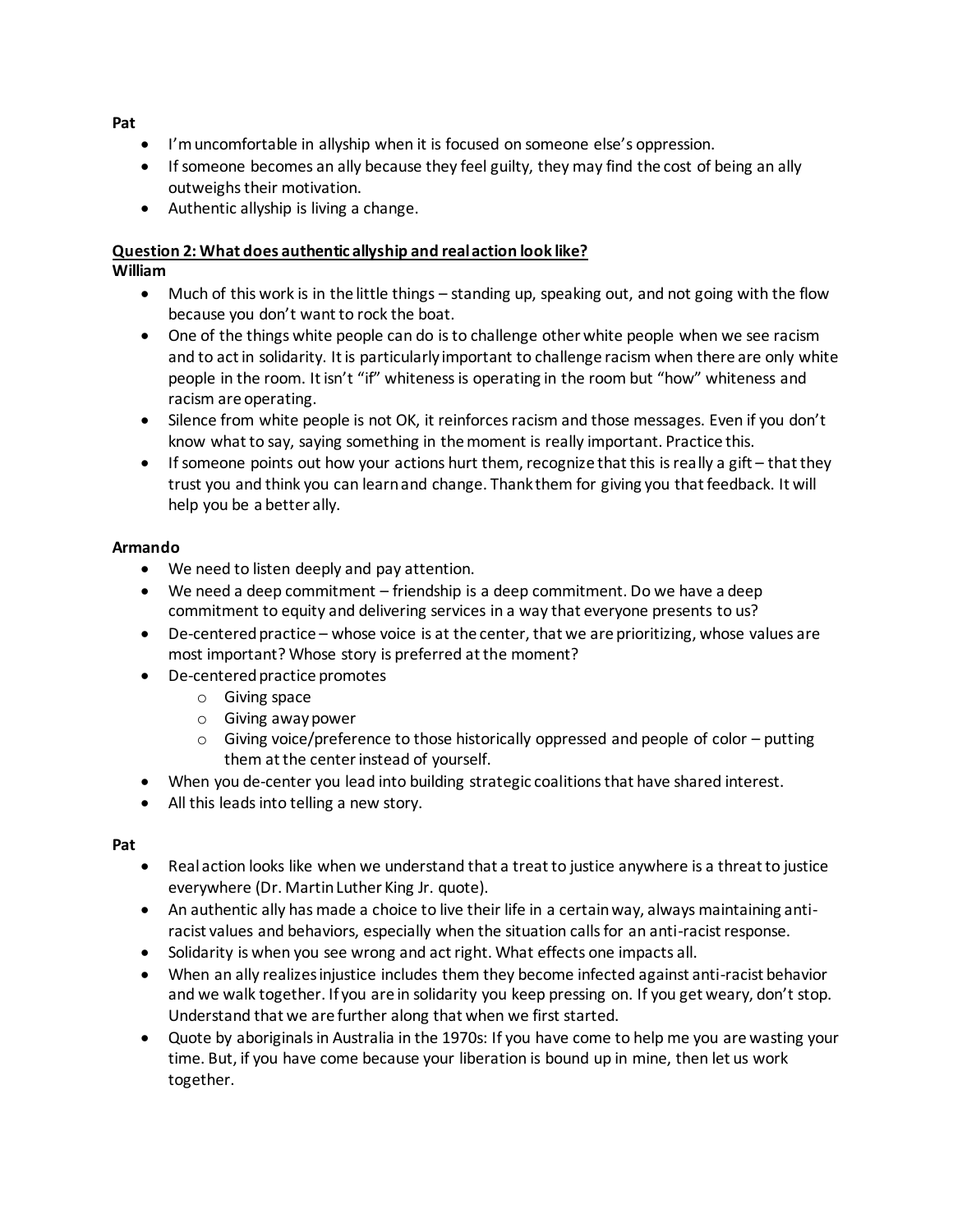**Pat**

- I'm uncomfortable in allyship when it is focused on someone else's oppression.
- If someone becomes an ally because they feel guilty, they may find the cost of being an ally outweighs their motivation.
- Authentic allyship is living a change.

**Question 2: What does authentic allyship and real action look like?**

**William**

- Much of this work is in the little things – standing up, speaking out, and not going with the flow because you don't want to rock the boat.
- One of the things white people can do is to challenge other white people when we see racism and to act in solidarity. It is particularly important to challenge racism when there are only white people in the room. It isn't "if" whiteness is operating in the room but "how" whiteness and racism are operating.
- Silence from white people is not OK, it reinforces racism and those messages. Even if you don't know what to say, saying something in the moment is really important. Practice this.
- If someone points out how your actions hurt them, recognize that this is really a gift – that they trust you and think you can learn and change. Thank them for giving you that feedback. It will help you be a better ally.

**Armando**

- We need to listen deeply and pay attention.
- We need a deep commitment – friendship is a deep commitment. Do we have a deep commitment to equity and delivering services in a way that everyone presents to us?
- De-centered practice – whose voice is at the center, that we are prioritizing, whose values are most important? Whose story is preferred at the moment?
- De-centered practice promotes
  - Giving space
  - Giving away power
  - Giving voice/preference to those historically oppressed and people of color – putting them at the center instead of yourself.
- When you de-center you lead into building strategic coalitions that have shared interest.
- All this leads into telling a new story.

**Pat**

- Real action looks like when we understand that a treat to justice anywhere is a threat to justice everywhere (Dr. Martin Luther King Jr. quote).
- An authentic ally has made a choice to live their life in a certain way, always maintaining anti-racist values and behaviors, especially when the situation calls for an anti-racist response.
- Solidarity is when you see wrong and act right. What effects one impacts all.
- When an ally realizes injustice includes them they become infected against anti-racist behavior and we walk together. If you are in solidarity you keep pressing on. If you get weary, don't stop. Understand that we are further along that when we first started.
- Quote by aboriginals in Australia in the 1970s: If you have come to help me you are wasting your time. But, if you have come because your liberation is bound up in mine, then let us work together.